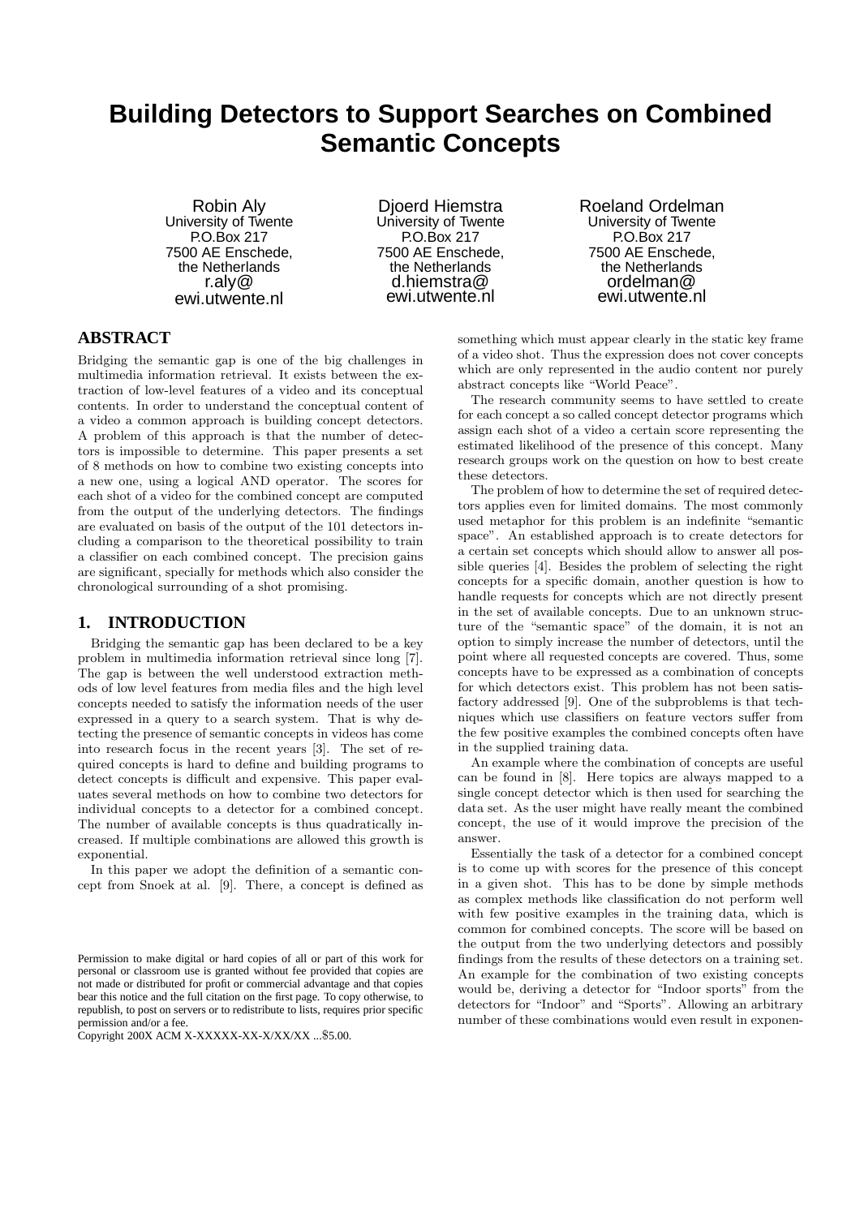# Building Detectors to Support Searches on Combined Semantic Concepts

Robin Aly
University of Twente
P.O.Box 217
7500 AE Enschede,
the Netherlands
r.aly@ewi.utwente.nl

Djoerd Hiemstra
University of Twente
P.O.Box 217
7500 AE Enschede,
the Netherlands
d.hiemstra@ewi.utwente.nl

Roeland Ordelman
University of Twente
P.O.Box 217
7500 AE Enschede,
the Netherlands
ordelman@ewi.utwente.nl

## ABSTRACT

Bridging the semantic gap is one of the big challenges in multimedia information retrieval. It exists between the extraction of low-level features of a video and its conceptual contents. In order to understand the conceptual content of a video a common approach is building concept detectors. A problem of this approach is that the number of detectors is impossible to determine. This paper presents a set of 8 methods on how to combine two existing concepts into a new one, using a logical AND operator. The scores for each shot of a video for the combined concept are computed from the output of the underlying detectors. The findings are evaluated on basis of the output of the 101 detectors including a comparison to the theoretical possibility to train a classifier on each combined concept. The precision gains are significant, specially for methods which also consider the chronological surrounding of a shot promising.

## 1. INTRODUCTION

Bridging the semantic gap has been declared to be a key problem in multimedia information retrieval since long [7]. The gap is between the well understood extraction methods of low level features from media files and the high level concepts needed to satisfy the information needs of the user expressed in a query to a search system. That is why detecting the presence of semantic concepts in videos has come into research focus in the recent years [3]. The set of required concepts is hard to define and building programs to detect concepts is difficult and expensive. This paper evaluates several methods on how to combine two detectors for individual concepts to a detector for a combined concept. The number of available concepts is thus quadratically increased. If multiple combinations are allowed this growth is exponential.

In this paper we adopt the definition of a semantic concept from Snoek at al. [9]. There, a concept is defined as something which must appear clearly in the static key frame of a video shot. Thus the expression does not cover concepts which are only represented in the audio content nor purely abstract concepts like "World Peace".

The research community seems to have settled to create for each concept a so called concept detector programs which assign each shot of a video a certain score representing the estimated likelihood of the presence of this concept. Many research groups work on the question on how to best create these detectors.

The problem of how to determine the set of required detectors applies even for limited domains. The most commonly used metaphor for this problem is an indefinite "semantic space". An established approach is to create detectors for a certain set concepts which should allow to answer all possible queries [4]. Besides the problem of selecting the right concepts for a specific domain, another question is how to handle requests for concepts which are not directly present in the set of available concepts. Due to an unknown structure of the "semantic space" of the domain, it is not an option to simply increase the number of detectors, until the point where all requested concepts are covered. Thus, some concepts have to be expressed as a combination of concepts for which detectors exist. This problem has not been satisfactory addressed [9]. One of the subproblems is that techniques which use classifiers on feature vectors suffer from the few positive examples the combined concepts often have in the supplied training data.

An example where the combination of concepts are useful can be found in [8]. Here topics are always mapped to a single concept detector which is then used for searching the data set. As the user might have really meant the combined concept, the use of it would improve the precision of the answer.

Essentially the task of a detector for a combined concept is to come up with scores for the presence of this concept in a given shot. This has to be done by simple methods as complex methods like classification do not perform well with few positive examples in the training data, which is common for combined concepts. The score will be based on the output from the two underlying detectors and possibly findings from the results of these detectors on a training set. An example for the combination of two existing concepts would be, deriving a detector for "Indoor sports" from the detectors for "Indoor" and "Sports". Allowing an arbitrary number of these combinations would even result in exponen-

Permission to make digital or hard copies of all or part of this work for personal or classroom use is granted without fee provided that copies are not made or distributed for profit or commercial advantage and that copies bear this notice and the full citation on the first page. To copy otherwise, to republish, to post on servers or to redistribute to lists, requires prior specific permission and/or a fee.
Copyright 200X ACM X-XXXXX-XX-X/XX/XX ...$5.00.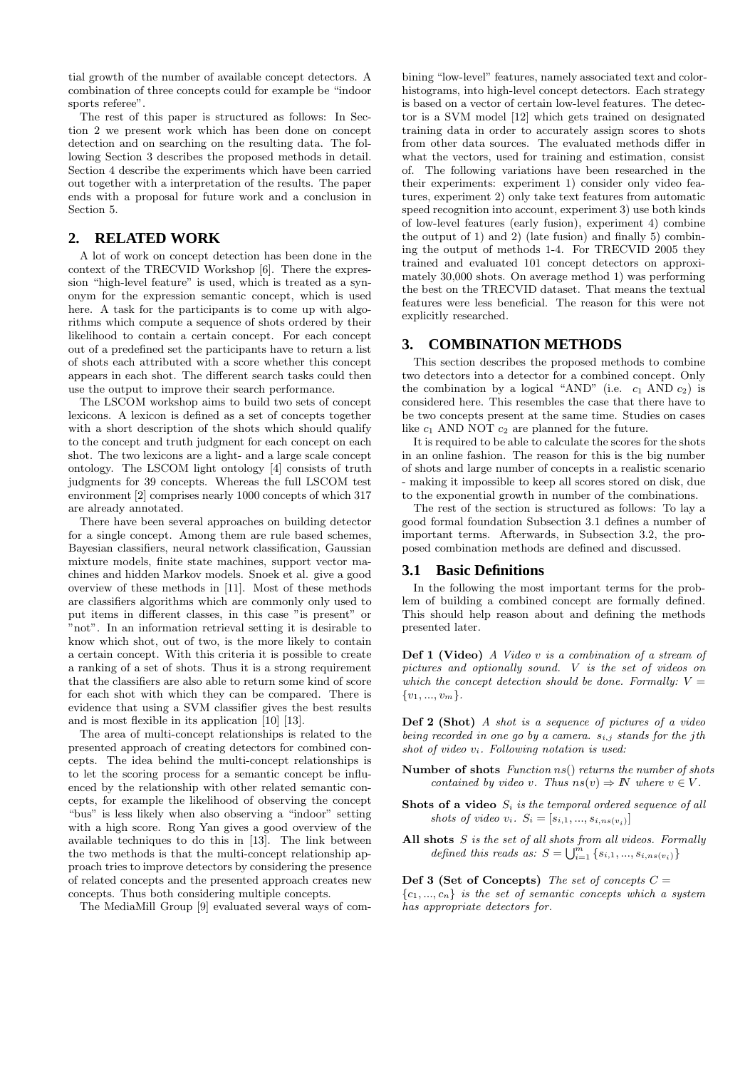tial growth of the number of available concept detectors. A combination of three concepts could for example be "indoor sports referee".

The rest of this paper is structured as follows: In Section 2 we present work which has been done on concept detection and on searching on the resulting data. The following Section 3 describes the proposed methods in detail. Section 4 describe the experiments which have been carried out together with a interpretation of the results. The paper ends with a proposal for future work and a conclusion in Section 5.

## 2. RELATED WORK

A lot of work on concept detection has been done in the context of the TRECVID Workshop [6]. There the expression "high-level feature" is used, which is treated as a synonym for the expression semantic concept, which is used here. A task for the participants is to come up with algorithms which compute a sequence of shots ordered by their likelihood to contain a certain concept. For each concept out of a predefined set the participants have to return a list of shots each attributed with a score whether this concept appears in each shot. The different search tasks could then use the output to improve their search performance.

The LSCOM workshop aims to build two sets of concept lexicons. A lexicon is defined as a set of concepts together with a short description of the shots which should qualify to the concept and truth judgment for each concept on each shot. The two lexicons are a light- and a large scale concept ontology. The LSCOM light ontology [4] consists of truth judgments for 39 concepts. Whereas the full LSCOM test environment [2] comprises nearly 1000 concepts of which 317 are already annotated.

There have been several approaches on building detector for a single concept. Among them are rule based schemes, Bayesian classifiers, neural network classification, Gaussian mixture models, finite state machines, support vector machines and hidden Markov models. Snoek et al. give a good overview of these methods in [11]. Most of these methods are classifiers algorithms which are commonly only used to put items in different classes, in this case "is present" or "not". In an information retrieval setting it is desirable to know which shot, out of two, is the more likely to contain a certain concept. With this criteria it is possible to create a ranking of a set of shots. Thus it is a strong requirement that the classifiers are also able to return some kind of score for each shot with which they can be compared. There is evidence that using a SVM classifier gives the best results and is most flexible in its application [10] [13].

The area of multi-concept relationships is related to the presented approach of creating detectors for combined concepts. The idea behind the multi-concept relationships is to let the scoring process for a semantic concept be influenced by the relationship with other related semantic concepts, for example the likelihood of observing the concept "bus" is less likely when also observing a "indoor" setting with a high score. Rong Yan gives a good overview of the available techniques to do this in [13]. The link between the two methods is that the multi-concept relationship approach tries to improve detectors by considering the presence of related concepts and the presented approach creates new concepts. Thus both considering multiple concepts.

The MediaMill Group [9] evaluated several ways of combining "low-level" features, namely associated text and color-histograms, into high-level concept detectors. Each strategy is based on a vector of certain low-level features. The detector is a SVM model [12] which gets trained on designated training data in order to accurately assign scores to shots from other data sources. The evaluated methods differ in what the vectors, used for training and estimation, consist of. The following variations have been researched in the their experiments: experiment 1) consider only video features, experiment 2) only take text features from automatic speed recognition into account, experiment 3) use both kinds of low-level features (early fusion), experiment 4) combine the output of 1) and 2) (late fusion) and finally 5) combining the output of methods 1-4. For TRECVID 2005 they trained and evaluated 101 concept detectors on approximately 30,000 shots. On average method 1) was performing the best on the TRECVID dataset. That means the textual features were less beneficial. The reason for this were not explicitly researched.

## 3. COMBINATION METHODS

This section describes the proposed methods to combine two detectors into a detector for a combined concept. Only the combination by a logical "AND" (i.e. $c_1$ AND $c_2$) is considered here. This resembles the case that there have to be two concepts present at the same time. Studies on cases like $c_1$ AND NOT $c_2$ are planned for the future.

It is required to be able to calculate the scores for the shots in an online fashion. The reason for this is the big number of shots and large number of concepts in a realistic scenario - making it impossible to keep all scores stored on disk, due to the exponential growth in number of the combinations.

The rest of the section is structured as follows: To lay a good formal foundation Subsection 3.1 defines a number of important terms. Afterwards, in Subsection 3.2, the proposed combination methods are defined and discussed.

### 3.1 Basic Definitions

In the following the most important terms for the problem of building a combined concept are formally defined. This should help reason about and defining the methods presented later.

**Def 1 (Video)** *A Video $v$ is a combination of a stream of pictures and optionally sound. $V$ is the set of videos on which the concept detection should be done. Formally: $V = \{v_1, ..., v_m\}$.*

**Def 2 (Shot)** *A shot is a sequence of pictures of a video being recorded in one go by a camera. $s_{i,j}$ stands for the $j$th shot of video $v_i$. Following notation is used:*

- **Number of shots** *Function $ns()$ returns the number of shots contained by video $v$. Thus $ns(v) \Rightarrow \mathbb{N}$ where $v \in V$.*
- **Shots of a video** *$S_i$ is the temporal ordered sequence of all shots of video $v_i$. $S_i = [s_{i,1}, ..., s_{i,ns(v_i)}]$*
- **All shots** *$S$ is the set of all shots from all videos. Formally defined this reads as: $S = \bigcup_{i=1}^{m} \{s_{i,1}, ..., s_{i,ns(v_i)}\}$*

**Def 3 (Set of Concepts)** *The set of concepts $C = \{c_1, ..., c_n\}$ is the set of semantic concepts which a system has appropriate detectors for.*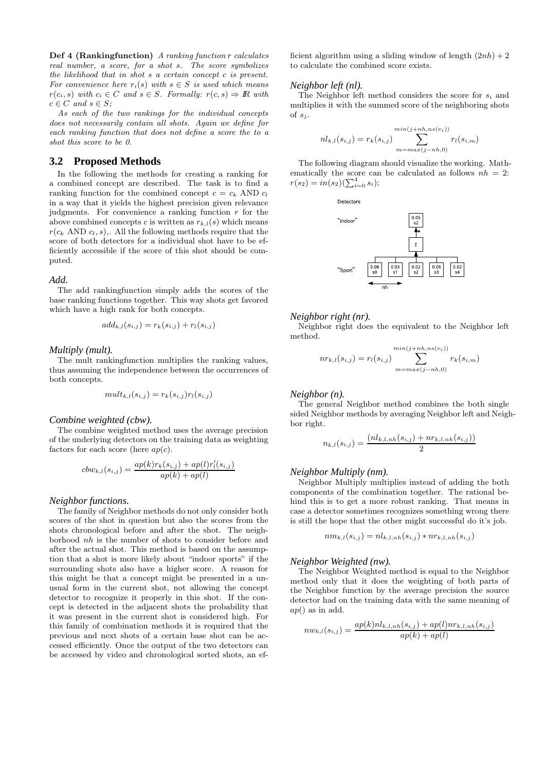**Def 4 (Rankingfunction)** *A ranking function r calculates real number, a score, for a shot s. The score symbolizes the likelihood that in shot s a certain concept c is present. For convenience here $r_i(s)$ with $s \in S$ is used which means $r(c_i, s)$ with $c_i \in C$ and $s \in S$. Formally: $r(c, s) \Rightarrow I\!R$ with $c \in C$ and $s \in S$;*

*As each of the two rankings for the individual concepts does not necessarily contain all shots. Again we define for each ranking function that does not define a score the to a shot this score to be 0.*

## 3.2 Proposed Methods

In the following the methods for creating a ranking for a combined concept are described. The task is to find a ranking function for the combined concept $c = c_k$ AND $c_l$ in a way that it yields the highest precision given relevance judgments. For convenience a ranking function $r$ for the above combined concepts $c$ is written as $r_{k,l}(s)$ which means $r(c_k$ AND $c_l, s)$,. All the following methods require that the score of both detectors for a individual shot have to be efficiently accessible if the score of this shot should be computed.

### *Add.*

The add rankingfunction simply adds the scores of the base ranking functions together. This way shots get favored which have a high rank for both concepts.

$$add_{k,l}(s_{i,j}) = r_k(s_{i,j}) + r_l(s_{i,j})$$

### *Multiply (mult).*

The mult rankingfunction multiplies the ranking values, thus assuming the independence between the occurrences of both concepts.

$$mult_{k,l}(s_{i,j}) = r_k(s_{i,j}) r_l(s_{i,j})$$

### *Combine weighted (cbw).*

The combine weighted method uses the average precision of the underlying detectors on the training data as weighting factors for each score (here $ap(c)$.

$$cbw_{k,l}(s_{i,j}) = \frac{ap(k) r_k(s_{i,j}) + ap(l) r'_l(s_{i,j})}{ap(k) + ap(l)}$$

### *Neighbor functions.*

The family of Neighbor methods do not only consider both scores of the shot in question but also the scores from the shots chronological before and after the shot. The neighborhood $nh$ is the number of shots to consider before and after the actual shot. This method is based on the assumption that a shot is more likely about "indoor sports" if the surrounding shots also have a higher score. A reason for this might be that a concept might be presented in a unusual form in the current shot, not allowing the concept detector to recognize it properly in this shot. If the concept is detected in the adjacent shots the probability that it was present in the current shot is considered high. For this family of combination methods it is required that the previous and next shots of a certain base shot can be accessed efficiently. Once the output of the two detectors can be accessed by video and chronological sorted shots, an efficient algorithm using a sliding window of length $(2nh) + 2$ to calculate the combined score exists.

### *Neighbor left (nl).*

The Neighbor left method considers the score for $s_i$ and multiplies it with the summed score of the neighboring shots of $s_j$.

$$nl_{k,l}(s_{i,j}) = r_k(s_{i,j}) \sum_{m=max(j-nh,0)}^{min(j+nh,ns(v_i))} r_l(s_{i,m})$$

The following diagram should visualize the working. Mathematically the score can be calculated as follows $nh = 2$: $r(s_2) = in(s_2)(\sum_{i=0}^{4} s_i)$;

Detectors

"Indoor"

0.05
s2

*

Σ

"Sport"

0.08 s0
0.03 s1
0.02 s2
0.06 s3
0.02 s4

nh

### *Neighbor right (nr).*

Neighbor right does the equivalent to the Neighbor left method.

$$nr_{k,l}(s_{i,j}) = r_l(s_{i,j}) \sum_{m=max(j-nh,0)}^{min(j+nh,ns(v_i))} r_k(s_{i,m})$$

### *Neighbor (n).*

The general Neighbor method combines the both single sided Neighbor methods by averaging Neighbor left and Neighbor right.

$$n_{k,l}(s_{i,j}) = \frac{(nl_{k,l,nh}(s_{i,j}) + nr_{k,l,nh}(s_{i,j}))}{2}$$

### *Neighbor Multiply (nm).*

Neighbor Multiply multiplies instead of adding the both components of the combination together. The rational behind this is to get a more robust ranking. That means in case a detector sometimes recognizes something wrong there is still the hope that the other might successful do it's job.

$$nm_{k,l}(s_{i,j}) = nl_{k,l,nh}(s_{i,j}) * nr_{k,l,nh}(s_{i,j})$$

### *Neighbor Weighted (nw).*

The Neighbor Weighted method is equal to the Neighbor method only that it does the weighting of both parts of the Neighbor function by the average precision the source detector had on the training data with the same meaning of $ap()$ as in add.

$$nw_{k,l}(s_{i,j}) = \frac{ap(k) nl_{k,l,nh}(s_{i,j}) + ap(l) nr_{k,l,nh}(s_{i,j})}{ap(k) + ap(l)}$$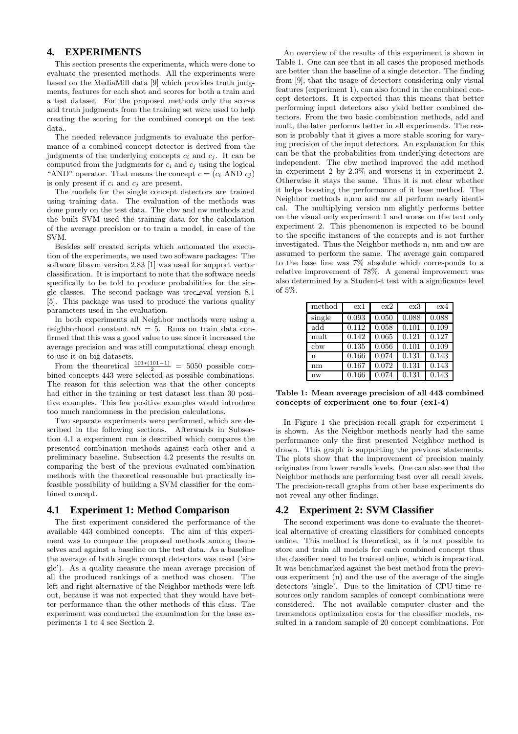## 4. EXPERIMENTS

This section presents the experiments, which were done to evaluate the presented methods. All the experiments were based on the MediaMill data [9] which provides truth judgments, features for each shot and scores for both a train and a test dataset. For the proposed methods only the scores and truth judgments from the training set were used to help creating the scoring for the combined concept on the test data..

The needed relevance judgments to evaluate the performance of a combined concept detector is derived from the judgments of the underlying concepts $c_i$ and $c_j$. It can be computed from the judgments for $c_i$ and $c_j$ using the logical "AND" operator. That means the concept $c = (c_i \text{ AND } c_j)$ is only present if $c_i$ and $c_j$ are present.

The models for the single concept detectors are trained using training data. The evaluation of the methods was done purely on the test data. The cbw and nw methods and the built SVM used the training data for the calculation of the average precision or to train a model, in case of the SVM.

Besides self created scripts which automated the execution of the experiments, we used two software packages: The software libsvm version 2.83 [1] was used for support vector classification. It is important to note that the software needs specifically to be told to produce probabilities for the single classes. The second package was trec_eval version 8.1 [5]. This package was used to produce the various quality parameters used in the evaluation.

In both experiments all Neighbor methods were using a neighborhood constant $nh = 5$. Runs on train data confirmed that this was a good value to use since it increased the average precision and was still computational cheap enough to use it on big datasets.

From the theoretical $\frac{101*(101-1)}{2} = 5050$ possible combined concepts 443 were selected as possible combinations. The reason for this selection was that the other concepts had either in the training or test dataset less than 30 positive examples. This few positive examples would introduce too much randomness in the precision calculations.

Two separate experiments were performed, which are described in the following sections. Afterwards in Subsection 4.1 a experiment run is described which compares the presented combination methods against each other and a preliminary baseline. Subsection 4.2 presents the results on comparing the best of the previous evaluated combination methods with the theoretical reasonable but practically infeasible possibility of building a SVM classifier for the combined concept.

### 4.1 Experiment 1: Method Comparison

The first experiment considered the performance of the available 443 combined concepts. The aim of this experiment was to compare the proposed methods among themselves and against a baseline on the test data. As a baseline the average of both single concept detectors was used ('single'). As a quality measure the mean average precision of all the produced rankings of a method was chosen. The left and right alternative of the Neighbor methods were left out, because it was not expected that they would have better performance than the other methods of this class. The experiment was conducted the examination for the base experiments 1 to 4 see Section 2.

An overview of the results of this experiment is shown in Table 1. One can see that in all cases the proposed methods are better than the baseline of a single detector. The finding from [9], that the usage of detectors considering only visual features (experiment 1), can also found in the combined concept detectors. It is expected that this means that better performing input detectors also yield better combined detectors. From the two basic combination methods, add and mult, the later performs better in all experiments. The reason is probably that it gives a more stable scoring for varying precision of the input detectors. An explanation for this can be that the probabilities from underlying detectors are independent. The cbw method improved the add method in experiment 2 by 2.3% and worsens it in experiment 2. Otherwise it stays the same. Thus it is not clear whether it helps boosting the performance of it base method. The Neighbor methods n,nm and nw all perform nearly identical. The multiplying version nm slightly performs better on the visual only experiment 1 and worse on the text only experiment 2. This phenomenon is expected to be bound to the specific instances of the concepts and is not further investigated. Thus the Neighbor methods n, nm and nw are assumed to perform the same. The average gain compared to the base line was 7% absolute which corresponds to a relative improvement of 78%. A general improvement was also determined by a Student-t test with a significance level of 5%.

| method | ex1 | ex2 | ex3 | ex4 |
|---|---|---|---|---|
| single | 0.093 | 0.050 | 0.088 | 0.088 |
| add | 0.112 | 0.058 | 0.101 | 0.109 |
| mult | 0.142 | 0.065 | 0.121 | 0.127 |
| cbw | 0.135 | 0.056 | 0.101 | 0.109 |
| n | 0.166 | 0.074 | 0.131 | 0.143 |
| nm | 0.167 | 0.072 | 0.131 | 0.143 |
| nw | 0.166 | 0.074 | 0.131 | 0.143 |

**Table 1: Mean average precision of all 443 combined concepts of experiment one to four (ex1-4)**

In Figure 1 the precision-recall graph for experiment 1 is shown. As the Neighbor methods nearly had the same performance only the first presented Neighbor method is drawn. This graph is supporting the previous statements. The plots show that the improvement of precision mainly originates from lower recalls levels. One can also see that the Neighbor methods are performing best over all recall levels. The precision-recall graphs from other base experiments do not reveal any other findings.

### 4.2 Experiment 2: SVM Classifier

The second experiment was done to evaluate the theoretical alternative of creating classifiers for combined concepts online. This method is theoretical, as it is not possible to store and train all models for each combined concept thus the classifier need to be trained online, which is impractical. It was benchmarked against the best method from the previous experiment (n) and the use of the average of the single detectors 'single'. Due to the limitation of CPU-time resources only random samples of concept combinations were considered. The not available computer cluster and the tremendous optimization costs for the classifier models, resulted in a random sample of 20 concept combinations. For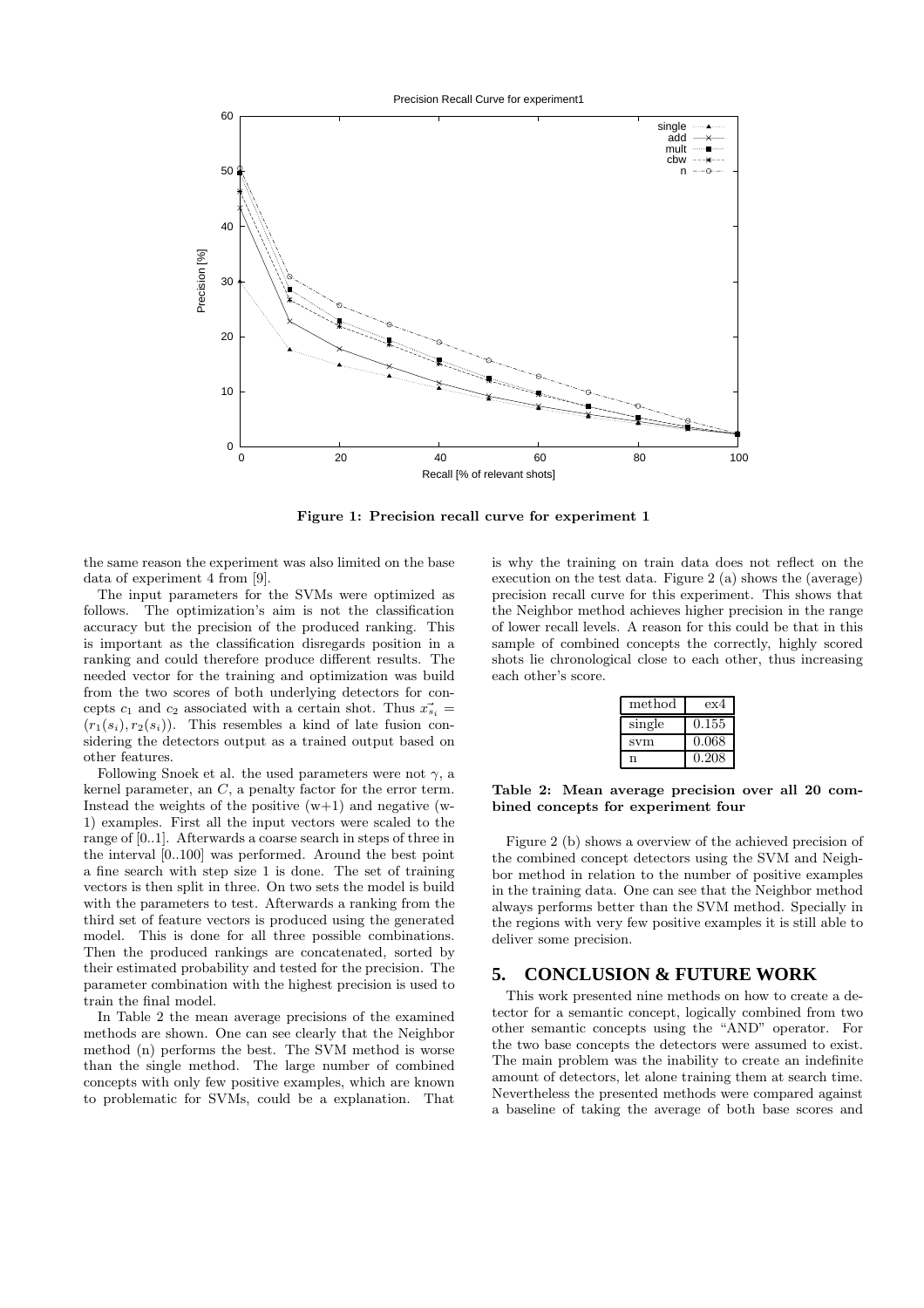Precision Recall Curve for experiment1

Precision [%]

Recall [% of relevant shots]

single
add
mult
cbw
n

0
10
20
30
40
50
60

0
20
40
60
80
100

**Figure 1: Precision recall curve for experiment 1**

the same reason the experiment was also limited on the base data of experiment 4 from [9].

The input parameters for the SVMs were optimized as follows. The optimization's aim is not the classification accuracy but the precision of the produced ranking. This is important as the classification disregards position in a ranking and could therefore produce different results. The needed vector for the training and optimization was build from the two scores of both underlying detectors for concepts $c_1$ and $c_2$ associated with a certain shot. Thus $\vec{x_{s_i}} = (r_1(s_i), r_2(s_i))$. This resembles a kind of late fusion considering the detectors output as a trained output based on other features.

Following Snoek et al. the used parameters were not $\gamma$, a kernel parameter, an $C$, a penalty factor for the error term. Instead the weights of the positive (w+1) and negative (w-1) examples. First all the input vectors were scaled to the range of [0..1]. Afterwards a coarse search in steps of three in the interval [0..100] was performed. Around the best point a fine search with step size 1 is done. The set of training vectors is then split in three. On two sets the model is build with the parameters to test. Afterwards a ranking from the third set of feature vectors is produced using the generated model. This is done for all three possible combinations. Then the produced rankings are concatenated, sorted by their estimated probability and tested for the precision. The parameter combination with the highest precision is used to train the final model.

In Table 2 the mean average precisions of the examined methods are shown. One can see clearly that the Neighbor method (n) performs the best. The SVM method is worse than the single method. The large number of combined concepts with only few positive examples, which are known to problematic for SVMs, could be a explanation. That is why the training on train data does not reflect on the execution on the test data. Figure 2 (a) shows the (average) precision recall curve for this experiment. This shows that the Neighbor method achieves higher precision in the range of lower recall levels. A reason for this could be that in this sample of combined concepts the correctly, highly scored shots lie chronological close to each other, thus increasing each other's score.

| method | ex4 |
|---|---|
| single | 0.155 |
| svm | 0.068 |
| n | 0.208 |

**Table 2: Mean average precision over all 20 combined concepts for experiment four**

Figure 2 (b) shows a overview of the achieved precision of the combined concept detectors using the SVM and Neighbor method in relation to the number of positive examples in the training data. One can see that the Neighbor method always performs better than the SVM method. Specially in the regions with very few positive examples it is still able to deliver some precision.

## 5. CONCLUSION & FUTURE WORK

This work presented nine methods on how to create a detector for a semantic concept, logically combined from two other semantic concepts using the "AND" operator. For the two base concepts the detectors were assumed to exist. The main problem was the inability to create an indefinite amount of detectors, let alone training them at search time. Nevertheless the presented methods were compared against a baseline of taking the average of both base scores and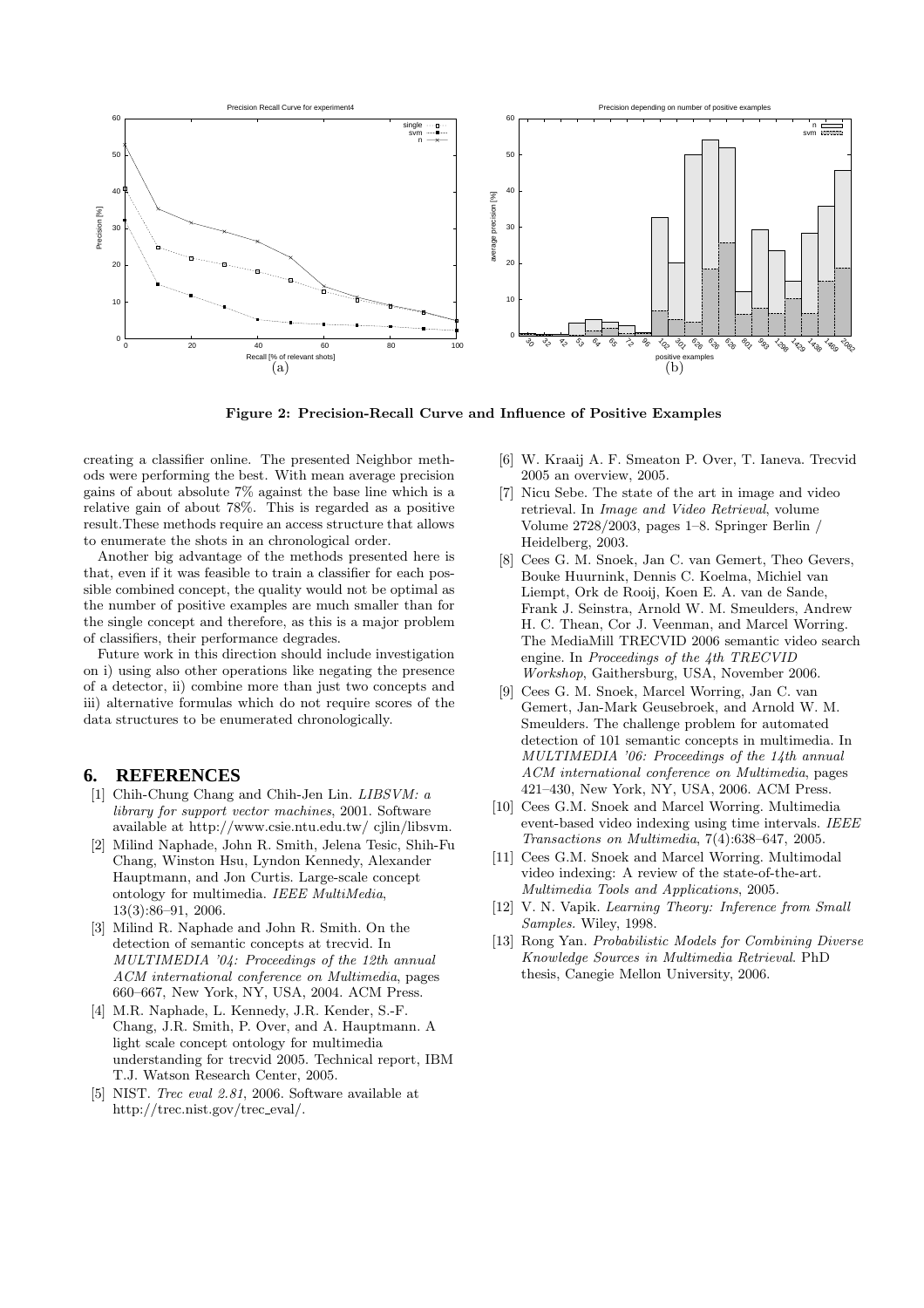Precision Recall Curve for experiment4

60
50
40
30
20
10
0

Precision [%]

0 20 40 60 80 100

Recall [% of relevant shots]

single
svm
n

(a)

Precision depending on number of positive examples

60
50
40
30
20
10
0

average precision [%]

30 32 42 53 64 65 72 96 102 301 626 626 626 801 993 1298 1429 1438 1469 2082

positive examples

n
svm

(b)

**Figure 2: Precision-Recall Curve and Influence of Positive Examples**

creating a classifier online. The presented Neighbor methods were performing the best. With mean average precision gains of about absolute 7% against the base line which is a relative gain of about 78%. This is regarded as a positive result.These methods require an access structure that allows to enumerate the shots in an chronological order.

Another big advantage of the methods presented here is that, even if it was feasible to train a classifier for each possible combined concept, the quality would not be optimal as the number of positive examples are much smaller than for the single concept and therefore, as this is a major problem of classifiers, their performance degrades.

Future work in this direction should include investigation on i) using also other operations like negating the presence of a detector, ii) combine more than just two concepts and iii) alternative formulas which do not require scores of the data structures to be enumerated chronologically.

## 6. REFERENCES

[1] Chih-Chung Chang and Chih-Jen Lin. *LIBSVM: a library for support vector machines*, 2001. Software available at http://www.csie.ntu.edu.tw/ cjlin/libsvm.

[2] Milind Naphade, John R. Smith, Jelena Tesic, Shih-Fu Chang, Winston Hsu, Lyndon Kennedy, Alexander Hauptmann, and Jon Curtis. Large-scale concept ontology for multimedia. *IEEE MultiMedia*, 13(3):86–91, 2006.

[3] Milind R. Naphade and John R. Smith. On the detection of semantic concepts at trecvid. In *MULTIMEDIA '04: Proceedings of the 12th annual ACM international conference on Multimedia*, pages 660–667, New York, NY, USA, 2004. ACM Press.

[4] M.R. Naphade, L. Kennedy, J.R. Kender, S.-F. Chang, J.R. Smith, P. Over, and A. Hauptmann. A light scale concept ontology for multimedia understanding for trecvid 2005. Technical report, IBM T.J. Watson Research Center, 2005.

[5] NIST. *Trec eval 2.81*, 2006. Software available at http://trec.nist.gov/trec_eval/.

[6] W. Kraaij A. F. Smeaton P. Over, T. Ianeva. Trecvid 2005 an overview, 2005.

[7] Nicu Sebe. The state of the art in image and video retrieval. In *Image and Video Retrieval*, volume Volume 2728/2003, pages 1–8. Springer Berlin / Heidelberg, 2003.

[8] Cees G. M. Snoek, Jan C. van Gemert, Theo Gevers, Bouke Huurnink, Dennis C. Koelma, Michiel van Liempt, Ork de Rooij, Koen E. A. van de Sande, Frank J. Seinstra, Arnold W. M. Smeulders, Andrew H. C. Thean, Cor J. Veenman, and Marcel Worring. The MediaMill TRECVID 2006 semantic video search engine. In *Proceedings of the 4th TRECVID Workshop*, Gaithersburg, USA, November 2006.

[9] Cees G. M. Snoek, Marcel Worring, Jan C. van Gemert, Jan-Mark Geusebroek, and Arnold W. M. Smeulders. The challenge problem for automated detection of 101 semantic concepts in multimedia. In *MULTIMEDIA '06: Proceedings of the 14th annual ACM international conference on Multimedia*, pages 421–430, New York, NY, USA, 2006. ACM Press.

[10] Cees G.M. Snoek and Marcel Worring. Multimedia event-based video indexing using time intervals. *IEEE Transactions on Multimedia*, 7(4):638–647, 2005.

[11] Cees G.M. Snoek and Marcel Worring. Multimodal video indexing: A review of the state-of-the-art. *Multimedia Tools and Applications*, 2005.

[12] V. N. Vapik. *Learning Theory: Inference from Small Samples*. Wiley, 1998.

[13] Rong Yan. *Probabilistic Models for Combining Diverse Knowledge Sources in Multimedia Retrieval*. PhD thesis, Canegie Mellon University, 2006.